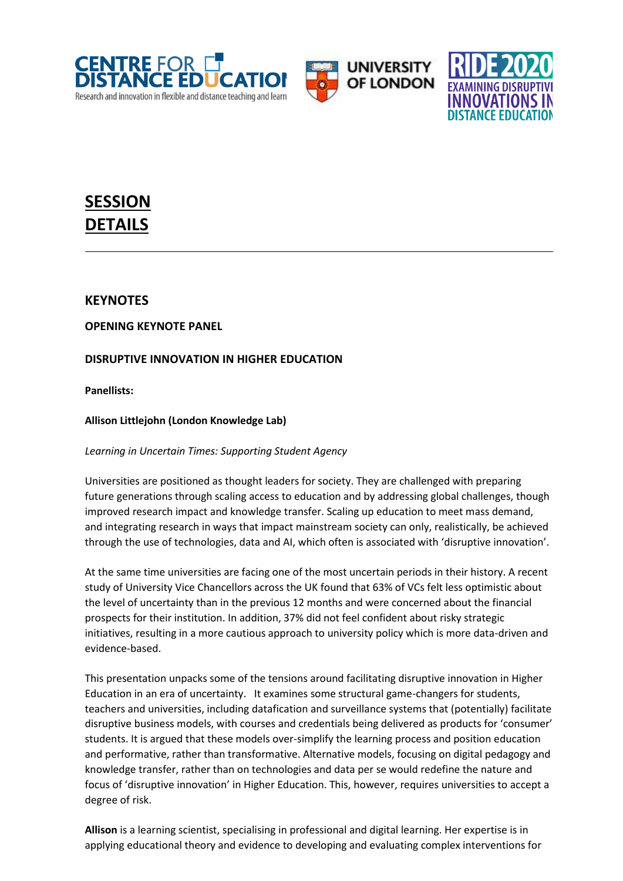# SESSION DETAILS

## KEYNOTES

### OPENING KEYNOTE PANEL

### DISRUPTIVE INNOVATION IN HIGHER EDUCATION

**Panellists:**

**Allison Littlejohn (London Knowledge Lab)**

*Learning in Uncertain Times: Supporting Student Agency*

Universities are positioned as thought leaders for society. They are challenged with preparing future generations through scaling access to education and by addressing global challenges, though improved research impact and knowledge transfer. Scaling up education to meet mass demand, and integrating research in ways that impact mainstream society can only, realistically, be achieved through the use of technologies, data and AI, which often is associated with 'disruptive innovation'.

At the same time universities are facing one of the most uncertain periods in their history. A recent study of University Vice Chancellors across the UK found that 63% of VCs felt less optimistic about the level of uncertainty than in the previous 12 months and were concerned about the financial prospects for their institution. In addition, 37% did not feel confident about risky strategic initiatives, resulting in a more cautious approach to university policy which is more data-driven and evidence-based.

This presentation unpacks some of the tensions around facilitating disruptive innovation in Higher Education in an era of uncertainty. It examines some structural game-changers for students, teachers and universities, including datafication and surveillance systems that (potentially) facilitate disruptive business models, with courses and credentials being delivered as products for 'consumer' students. It is argued that these models over-simplify the learning process and position education and performative, rather than transformative. Alternative models, focusing on digital pedagogy and knowledge transfer, rather than on technologies and data per se would redefine the nature and focus of 'disruptive innovation' in Higher Education. This, however, requires universities to accept a degree of risk.

**Allison** is a learning scientist, specialising in professional and digital learning. Her expertise is in applying educational theory and evidence to developing and evaluating complex interventions for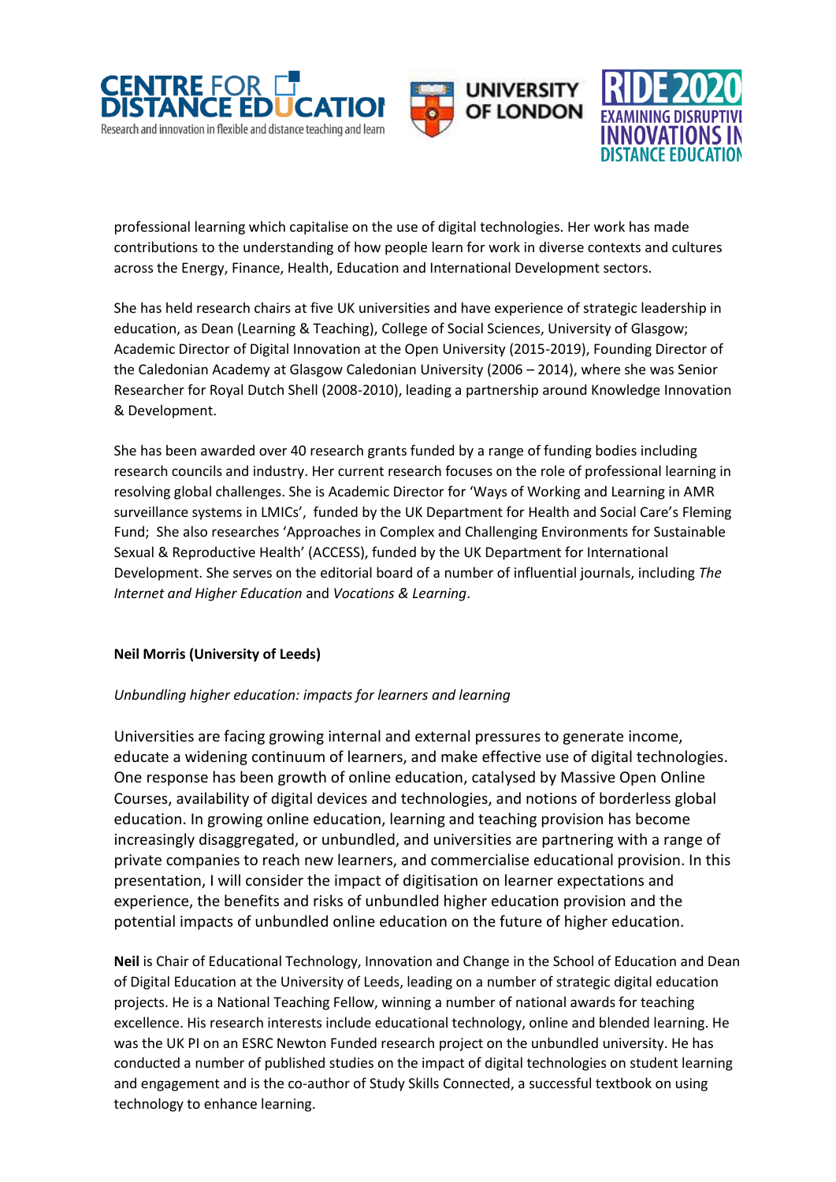professional learning which capitalise on the use of digital technologies. Her work has made contributions to the understanding of how people learn for work in diverse contexts and cultures across the Energy, Finance, Health, Education and International Development sectors.

She has held research chairs at five UK universities and have experience of strategic leadership in education, as Dean (Learning & Teaching), College of Social Sciences, University of Glasgow; Academic Director of Digital Innovation at the Open University (2015-2019), Founding Director of the Caledonian Academy at Glasgow Caledonian University (2006 – 2014), where she was Senior Researcher for Royal Dutch Shell (2008-2010), leading a partnership around Knowledge Innovation & Development.

She has been awarded over 40 research grants funded by a range of funding bodies including research councils and industry. Her current research focuses on the role of professional learning in resolving global challenges. She is Academic Director for 'Ways of Working and Learning in AMR surveillance systems in LMICs', funded by the UK Department for Health and Social Care's Fleming Fund; She also researches 'Approaches in Complex and Challenging Environments for Sustainable Sexual & Reproductive Health' (ACCESS), funded by the UK Department for International Development. She serves on the editorial board of a number of influential journals, including *The Internet and Higher Education* and *Vocations & Learning*.

**Neil Morris (University of Leeds)**

*Unbundling higher education: impacts for learners and learning*

Universities are facing growing internal and external pressures to generate income, educate a widening continuum of learners, and make effective use of digital technologies. One response has been growth of online education, catalysed by Massive Open Online Courses, availability of digital devices and technologies, and notions of borderless global education. In growing online education, learning and teaching provision has become increasingly disaggregated, or unbundled, and universities are partnering with a range of private companies to reach new learners, and commercialise educational provision. In this presentation, I will consider the impact of digitisation on learner expectations and experience, the benefits and risks of unbundled higher education provision and the potential impacts of unbundled online education on the future of higher education.

**Neil** is Chair of Educational Technology, Innovation and Change in the School of Education and Dean of Digital Education at the University of Leeds, leading on a number of strategic digital education projects. He is a National Teaching Fellow, winning a number of national awards for teaching excellence. His research interests include educational technology, online and blended learning. He was the UK PI on an ESRC Newton Funded research project on the unbundled university. He has conducted a number of published studies on the impact of digital technologies on student learning and engagement and is the co-author of Study Skills Connected, a successful textbook on using technology to enhance learning.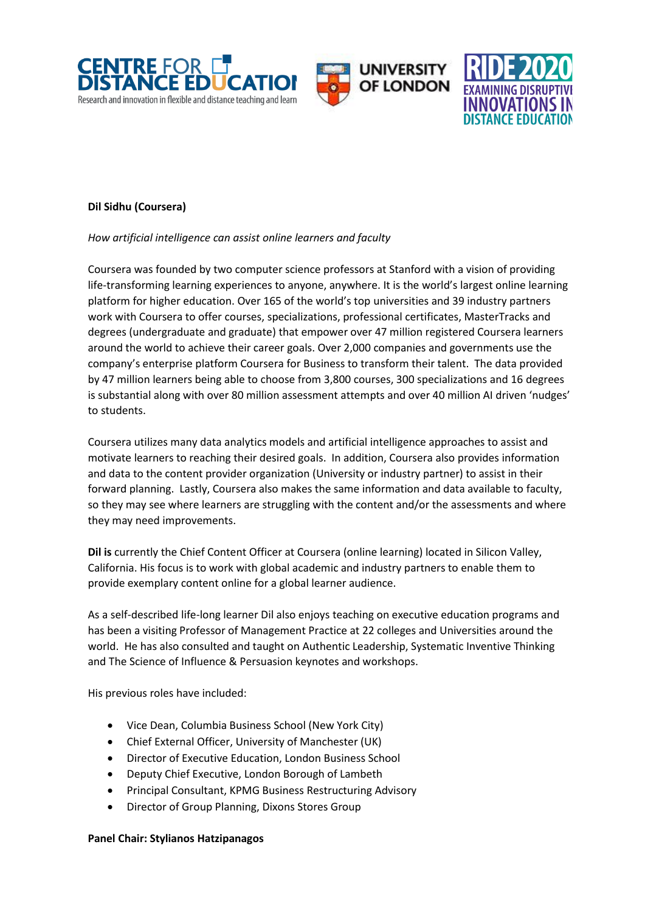**Dil Sidhu (Coursera)**

*How artificial intelligence can assist online learners and faculty*

Coursera was founded by two computer science professors at Stanford with a vision of providing life-transforming learning experiences to anyone, anywhere. It is the world's largest online learning platform for higher education. Over 165 of the world's top universities and 39 industry partners work with Coursera to offer courses, specializations, professional certificates, MasterTracks and degrees (undergraduate and graduate) that empower over 47 million registered Coursera learners around the world to achieve their career goals. Over 2,000 companies and governments use the company's enterprise platform Coursera for Business to transform their talent. The data provided by 47 million learners being able to choose from 3,800 courses, 300 specializations and 16 degrees is substantial along with over 80 million assessment attempts and over 40 million AI driven 'nudges' to students.

Coursera utilizes many data analytics models and artificial intelligence approaches to assist and motivate learners to reaching their desired goals. In addition, Coursera also provides information and data to the content provider organization (University or industry partner) to assist in their forward planning. Lastly, Coursera also makes the same information and data available to faculty, so they may see where learners are struggling with the content and/or the assessments and where they may need improvements.

**Dil is** currently the Chief Content Officer at Coursera (online learning) located in Silicon Valley, California. His focus is to work with global academic and industry partners to enable them to provide exemplary content online for a global learner audience.

As a self-described life-long learner Dil also enjoys teaching on executive education programs and has been a visiting Professor of Management Practice at 22 colleges and Universities around the world. He has also consulted and taught on Authentic Leadership, Systematic Inventive Thinking and The Science of Influence & Persuasion keynotes and workshops.

His previous roles have included:

- Vice Dean, Columbia Business School (New York City)
- Chief External Officer, University of Manchester (UK)
- Director of Executive Education, London Business School
- Deputy Chief Executive, London Borough of Lambeth
- Principal Consultant, KPMG Business Restructuring Advisory
- Director of Group Planning, Dixons Stores Group

**Panel Chair: Stylianos Hatzipanagos**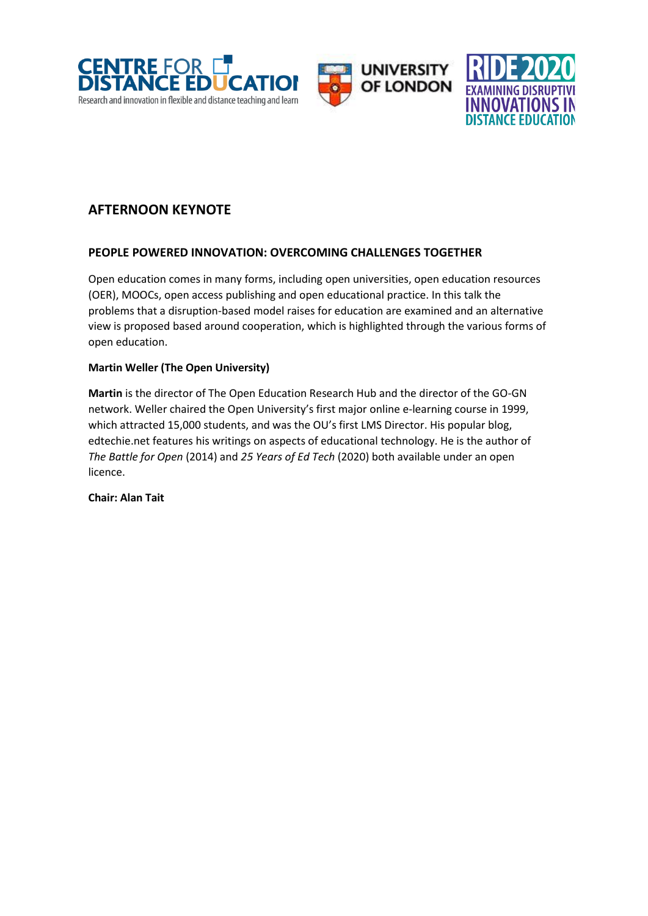## AFTERNOON KEYNOTE

### PEOPLE POWERED INNOVATION: OVERCOMING CHALLENGES TOGETHER

Open education comes in many forms, including open universities, open education resources (OER), MOOCs, open access publishing and open educational practice. In this talk the problems that a disruption-based model raises for education are examined and an alternative view is proposed based around cooperation, which is highlighted through the various forms of open education.

**Martin Weller (The Open University)**

**Martin** is the director of The Open Education Research Hub and the director of the GO-GN network. Weller chaired the Open University's first major online e-learning course in 1999, which attracted 15,000 students, and was the OU's first LMS Director. His popular blog, edtechie.net features his writings on aspects of educational technology. He is the author of *The Battle for Open* (2014) and *25 Years of Ed Tech* (2020) both available under an open licence.

**Chair: Alan Tait**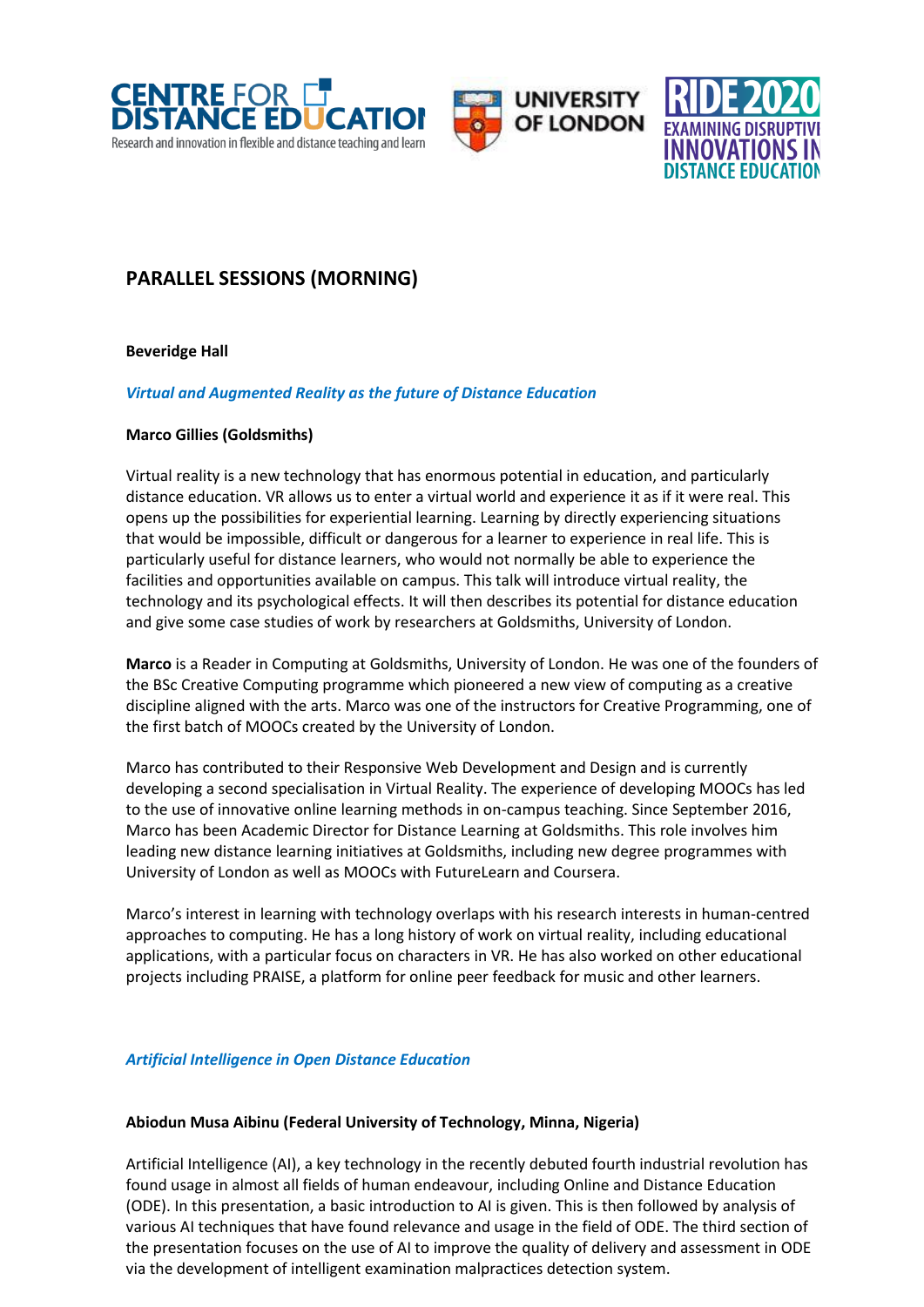## PARALLEL SESSIONS (MORNING)

**Beveridge Hall**

***Virtual and Augmented Reality as the future of Distance Education***

**Marco Gillies (Goldsmiths)**

Virtual reality is a new technology that has enormous potential in education, and particularly distance education. VR allows us to enter a virtual world and experience it as if it were real. This opens up the possibilities for experiential learning. Learning by directly experiencing situations that would be impossible, difficult or dangerous for a learner to experience in real life. This is particularly useful for distance learners, who would not normally be able to experience the facilities and opportunities available on campus. This talk will introduce virtual reality, the technology and its psychological effects. It will then describes its potential for distance education and give some case studies of work by researchers at Goldsmiths, University of London.

**Marco** is a Reader in Computing at Goldsmiths, University of London. He was one of the founders of the BSc Creative Computing programme which pioneered a new view of computing as a creative discipline aligned with the arts. Marco was one of the instructors for Creative Programming, one of the first batch of MOOCs created by the University of London.

Marco has contributed to their Responsive Web Development and Design and is currently developing a second specialisation in Virtual Reality. The experience of developing MOOCs has led to the use of innovative online learning methods in on-campus teaching. Since September 2016, Marco has been Academic Director for Distance Learning at Goldsmiths. This role involves him leading new distance learning initiatives at Goldsmiths, including new degree programmes with University of London as well as MOOCs with FutureLearn and Coursera.

Marco's interest in learning with technology overlaps with his research interests in human-centred approaches to computing. He has a long history of work on virtual reality, including educational applications, with a particular focus on characters in VR. He has also worked on other educational projects including PRAISE, a platform for online peer feedback for music and other learners.

***Artificial Intelligence in Open Distance Education***

**Abiodun Musa Aibinu (Federal University of Technology, Minna, Nigeria)**

Artificial Intelligence (AI), a key technology in the recently debuted fourth industrial revolution has found usage in almost all fields of human endeavour, including Online and Distance Education (ODE). In this presentation, a basic introduction to AI is given. This is then followed by analysis of various AI techniques that have found relevance and usage in the field of ODE. The third section of the presentation focuses on the use of AI to improve the quality of delivery and assessment in ODE via the development of intelligent examination malpractices detection system.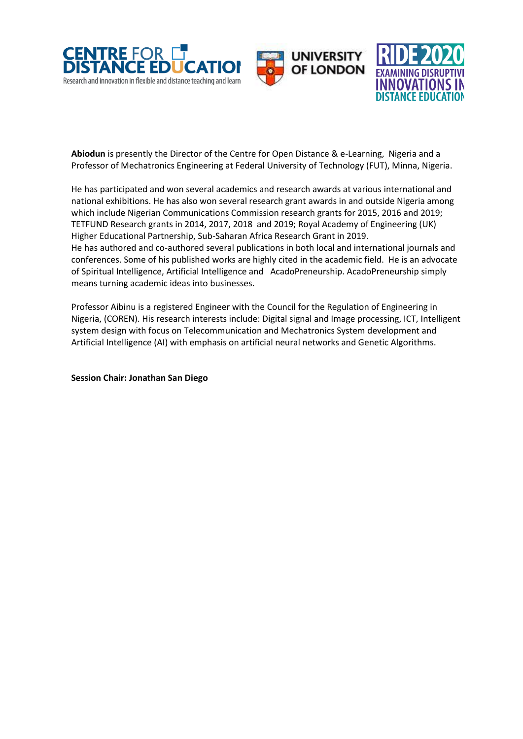**Abiodun** is presently the Director of the Centre for Open Distance & e-Learning, Nigeria and a Professor of Mechatronics Engineering at Federal University of Technology (FUT), Minna, Nigeria.

He has participated and won several academics and research awards at various international and national exhibitions. He has also won several research grant awards in and outside Nigeria among which include Nigerian Communications Commission research grants for 2015, 2016 and 2019; TETFUND Research grants in 2014, 2017, 2018 and 2019; Royal Academy of Engineering (UK) Higher Educational Partnership, Sub-Saharan Africa Research Grant in 2019.
He has authored and co-authored several publications in both local and international journals and conferences. Some of his published works are highly cited in the academic field. He is an advocate of Spiritual Intelligence, Artificial Intelligence and AcadoPreneurship. AcadoPreneurship simply means turning academic ideas into businesses.

Professor Aibinu is a registered Engineer with the Council for the Regulation of Engineering in Nigeria, (COREN). His research interests include: Digital signal and Image processing, ICT, Intelligent system design with focus on Telecommunication and Mechatronics System development and Artificial Intelligence (AI) with emphasis on artificial neural networks and Genetic Algorithms.

**Session Chair: Jonathan San Diego**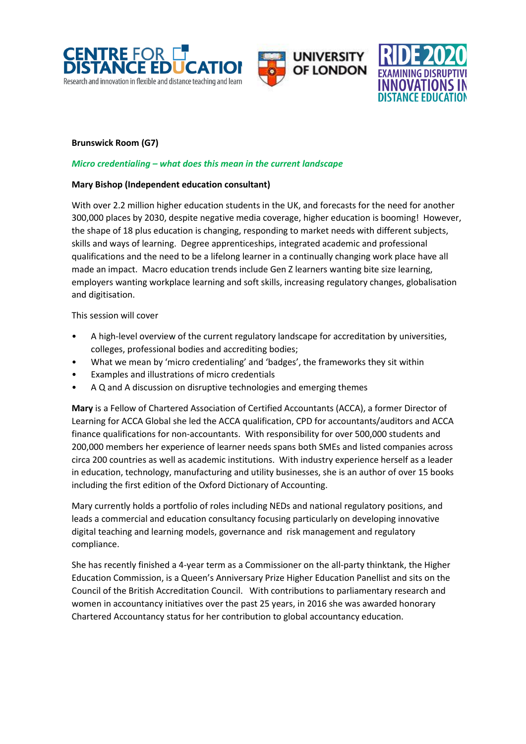**Brunswick Room (G7)**

***Micro credentialing – what does this mean in the current landscape***

**Mary Bishop (Independent education consultant)**

With over 2.2 million higher education students in the UK, and forecasts for the need for another 300,000 places by 2030, despite negative media coverage, higher education is booming! However, the shape of 18 plus education is changing, responding to market needs with different subjects, skills and ways of learning. Degree apprenticeships, integrated academic and professional qualifications and the need to be a lifelong learner in a continually changing work place have all made an impact. Macro education trends include Gen Z learners wanting bite size learning, employers wanting workplace learning and soft skills, increasing regulatory changes, globalisation and digitisation.

This session will cover

- A high-level overview of the current regulatory landscape for accreditation by universities, colleges, professional bodies and accrediting bodies;
- What we mean by 'micro credentialing' and 'badges', the frameworks they sit within
- Examples and illustrations of micro credentials
- A Q and A discussion on disruptive technologies and emerging themes

**Mary** is a Fellow of Chartered Association of Certified Accountants (ACCA), a former Director of Learning for ACCA Global she led the ACCA qualification, CPD for accountants/auditors and ACCA finance qualifications for non-accountants. With responsibility for over 500,000 students and 200,000 members her experience of learner needs spans both SMEs and listed companies across circa 200 countries as well as academic institutions. With industry experience herself as a leader in education, technology, manufacturing and utility businesses, she is an author of over 15 books including the first edition of the Oxford Dictionary of Accounting.

Mary currently holds a portfolio of roles including NEDs and national regulatory positions, and leads a commercial and education consultancy focusing particularly on developing innovative digital teaching and learning models, governance and risk management and regulatory compliance.

She has recently finished a 4-year term as a Commissioner on the all-party thinktank, the Higher Education Commission, is a Queen's Anniversary Prize Higher Education Panellist and sits on the Council of the British Accreditation Council. With contributions to parliamentary research and women in accountancy initiatives over the past 25 years, in 2016 she was awarded honorary Chartered Accountancy status for her contribution to global accountancy education.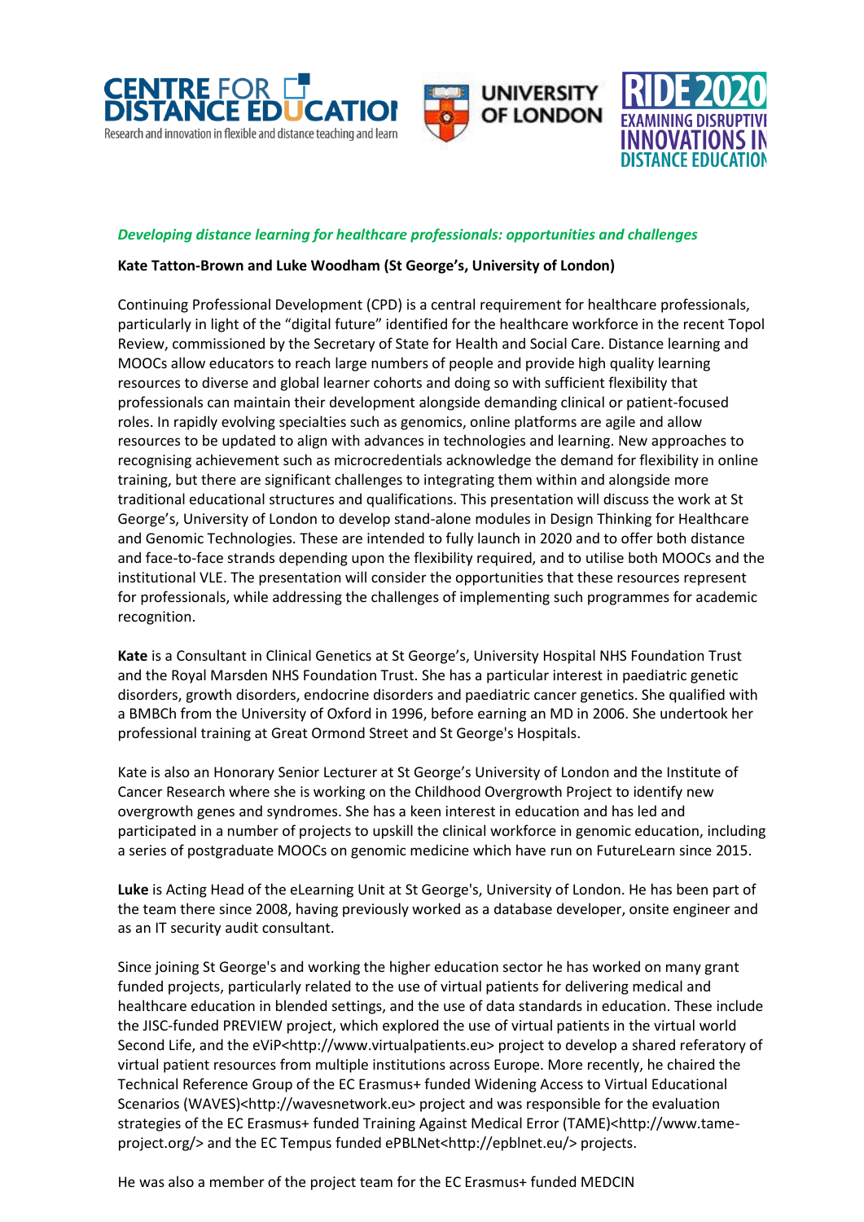***Developing distance learning for healthcare professionals: opportunities and challenges***

**Kate Tatton-Brown and Luke Woodham (St George's, University of London)**

Continuing Professional Development (CPD) is a central requirement for healthcare professionals, particularly in light of the "digital future" identified for the healthcare workforce in the recent Topol Review, commissioned by the Secretary of State for Health and Social Care. Distance learning and MOOCs allow educators to reach large numbers of people and provide high quality learning resources to diverse and global learner cohorts and doing so with sufficient flexibility that professionals can maintain their development alongside demanding clinical or patient-focused roles. In rapidly evolving specialties such as genomics, online platforms are agile and allow resources to be updated to align with advances in technologies and learning. New approaches to recognising achievement such as microcredentials acknowledge the demand for flexibility in online training, but there are significant challenges to integrating them within and alongside more traditional educational structures and qualifications. This presentation will discuss the work at St George's, University of London to develop stand-alone modules in Design Thinking for Healthcare and Genomic Technologies. These are intended to fully launch in 2020 and to offer both distance and face-to-face strands depending upon the flexibility required, and to utilise both MOOCs and the institutional VLE. The presentation will consider the opportunities that these resources represent for professionals, while addressing the challenges of implementing such programmes for academic recognition.

**Kate** is a Consultant in Clinical Genetics at St George's, University Hospital NHS Foundation Trust and the Royal Marsden NHS Foundation Trust. She has a particular interest in paediatric genetic disorders, growth disorders, endocrine disorders and paediatric cancer genetics. She qualified with a BMBCh from the University of Oxford in 1996, before earning an MD in 2006. She undertook her professional training at Great Ormond Street and St George's Hospitals.

Kate is also an Honorary Senior Lecturer at St George's University of London and the Institute of Cancer Research where she is working on the Childhood Overgrowth Project to identify new overgrowth genes and syndromes. She has a keen interest in education and has led and participated in a number of projects to upskill the clinical workforce in genomic education, including a series of postgraduate MOOCs on genomic medicine which have run on FutureLearn since 2015.

**Luke** is Acting Head of the eLearning Unit at St George's, University of London. He has been part of the team there since 2008, having previously worked as a database developer, onsite engineer and as an IT security audit consultant.

Since joining St George's and working the higher education sector he has worked on many grant funded projects, particularly related to the use of virtual patients for delivering medical and healthcare education in blended settings, and the use of data standards in education. These include the JISC-funded PREVIEW project, which explored the use of virtual patients in the virtual world Second Life, and the eViP<http://www.virtualpatients.eu> project to develop a shared referatory of virtual patient resources from multiple institutions across Europe. More recently, he chaired the Technical Reference Group of the EC Erasmus+ funded Widening Access to Virtual Educational Scenarios (WAVES)<http://wavesnetwork.eu> project and was responsible for the evaluation strategies of the EC Erasmus+ funded Training Against Medical Error (TAME)<http://www.tame-project.org/> and the EC Tempus funded ePBLNet<http://epblnet.eu/> projects.

He was also a member of the project team for the EC Erasmus+ funded MEDCIN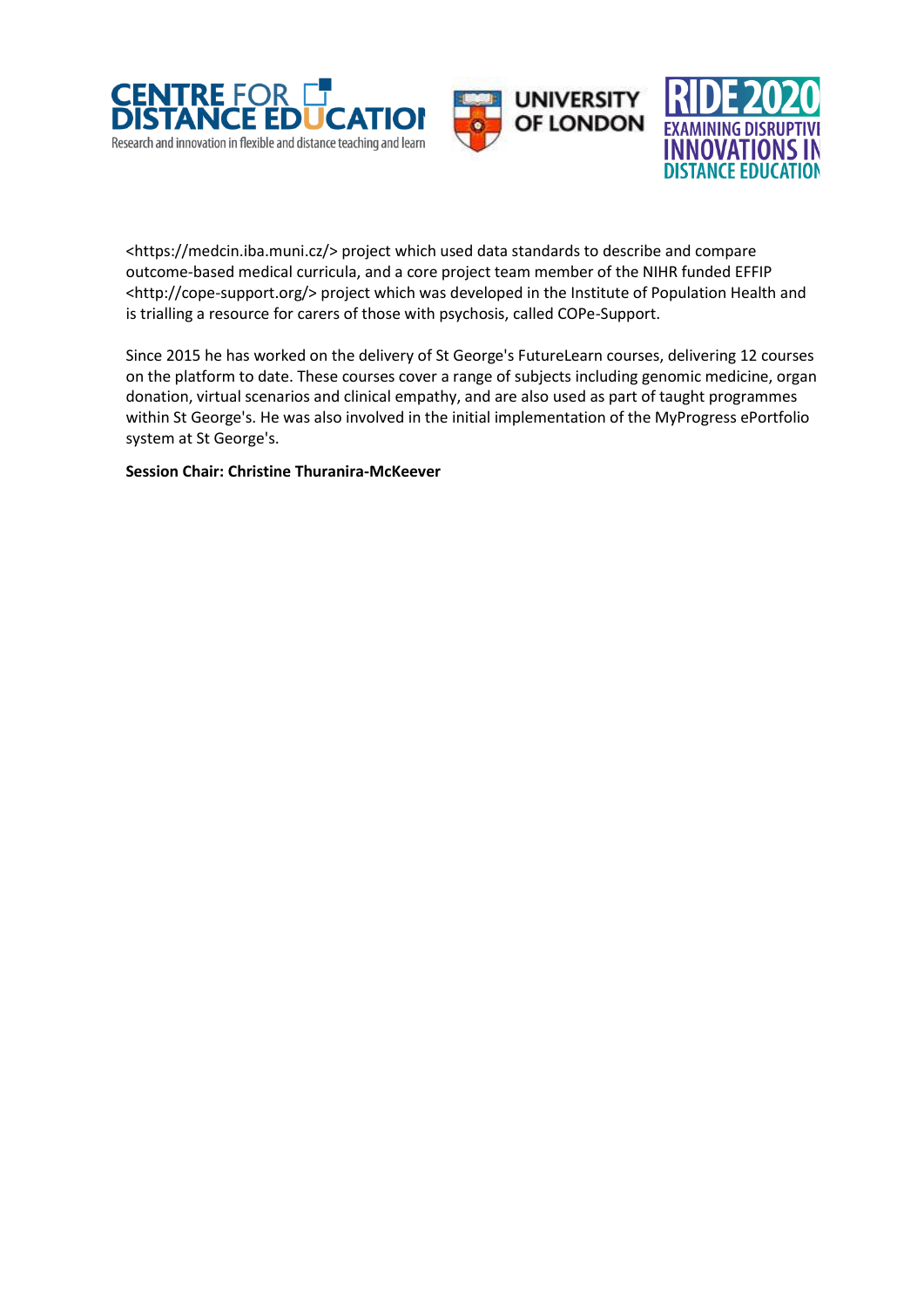<https://medcin.iba.muni.cz/> project which used data standards to describe and compare outcome-based medical curricula, and a core project team member of the NIHR funded EFFIP <http://cope-support.org/> project which was developed in the Institute of Population Health and is trialling a resource for carers of those with psychosis, called COPe-Support.

Since 2015 he has worked on the delivery of St George's FutureLearn courses, delivering 12 courses on the platform to date. These courses cover a range of subjects including genomic medicine, organ donation, virtual scenarios and clinical empathy, and are also used as part of taught programmes within St George's. He was also involved in the initial implementation of the MyProgress ePortfolio system at St George's.

**Session Chair: Christine Thuranira-McKeever**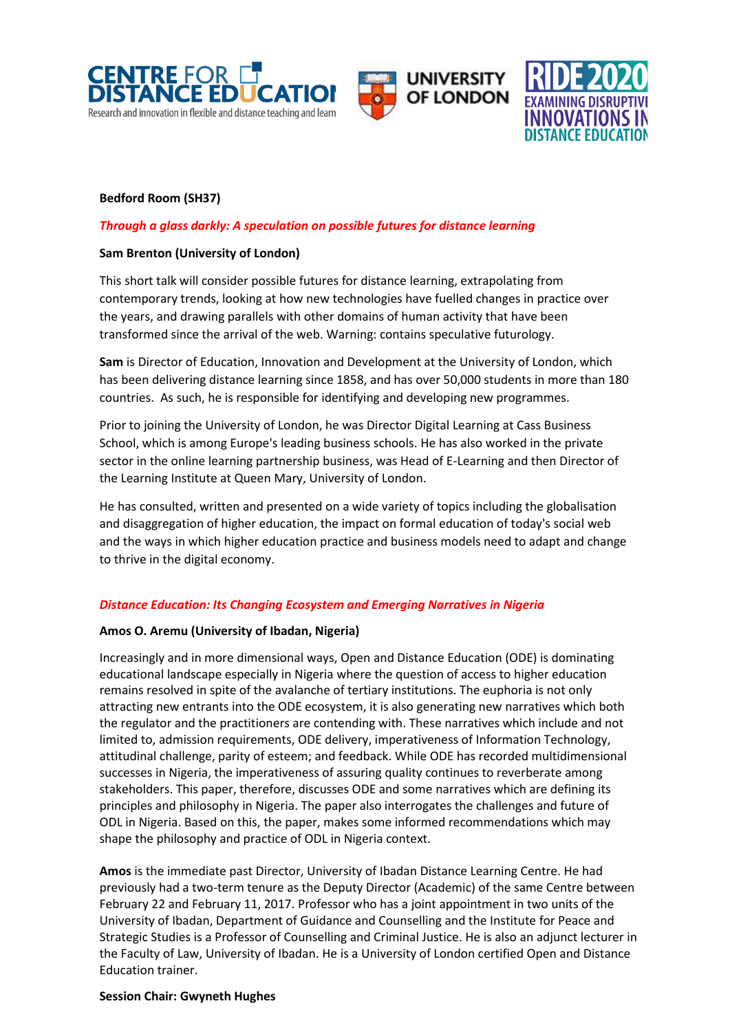**Bedford Room (SH37)**

***Through a glass darkly: A speculation on possible futures for distance learning***

**Sam Brenton (University of London)**

This short talk will consider possible futures for distance learning, extrapolating from contemporary trends, looking at how new technologies have fuelled changes in practice over the years, and drawing parallels with other domains of human activity that have been transformed since the arrival of the web. Warning: contains speculative futurology.

**Sam** is Director of Education, Innovation and Development at the University of London, which has been delivering distance learning since 1858, and has over 50,000 students in more than 180 countries. As such, he is responsible for identifying and developing new programmes.

Prior to joining the University of London, he was Director Digital Learning at Cass Business School, which is among Europe's leading business schools. He has also worked in the private sector in the online learning partnership business, was Head of E-Learning and then Director of the Learning Institute at Queen Mary, University of London.

He has consulted, written and presented on a wide variety of topics including the globalisation and disaggregation of higher education, the impact on formal education of today's social web and the ways in which higher education practice and business models need to adapt and change to thrive in the digital economy.

***Distance Education: Its Changing Ecosystem and Emerging Narratives in Nigeria***

**Amos O. Aremu (University of Ibadan, Nigeria)**

Increasingly and in more dimensional ways, Open and Distance Education (ODE) is dominating educational landscape especially in Nigeria where the question of access to higher education remains resolved in spite of the avalanche of tertiary institutions. The euphoria is not only attracting new entrants into the ODE ecosystem, it is also generating new narratives which both the regulator and the practitioners are contending with. These narratives which include and not limited to, admission requirements, ODE delivery, imperativeness of Information Technology, attitudinal challenge, parity of esteem; and feedback. While ODE has recorded multidimensional successes in Nigeria, the imperativeness of assuring quality continues to reverberate among stakeholders. This paper, therefore, discusses ODE and some narratives which are defining its principles and philosophy in Nigeria. The paper also interrogates the challenges and future of ODL in Nigeria. Based on this, the paper, makes some informed recommendations which may shape the philosophy and practice of ODL in Nigeria context.

**Amos** is the immediate past Director, University of Ibadan Distance Learning Centre. He had previously had a two-term tenure as the Deputy Director (Academic) of the same Centre between February 22 and February 11, 2017. Professor who has a joint appointment in two units of the University of Ibadan, Department of Guidance and Counselling and the Institute for Peace and Strategic Studies is a Professor of Counselling and Criminal Justice. He is also an adjunct lecturer in the Faculty of Law, University of Ibadan. He is a University of London certified Open and Distance Education trainer.

**Session Chair: Gwyneth Hughes**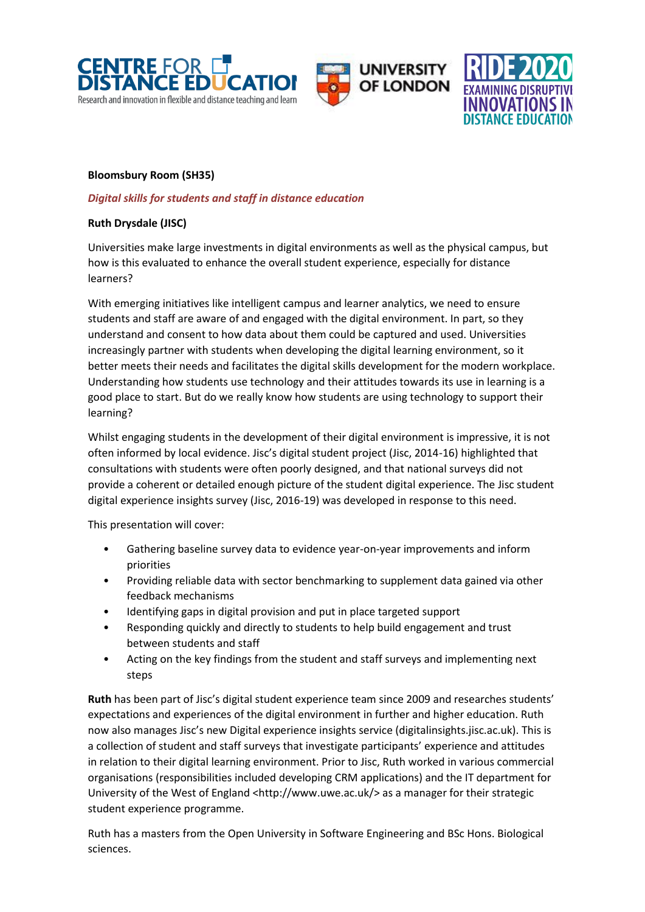**Bloomsbury Room (SH35)**

***Digital skills for students and staff in distance education***

**Ruth Drysdale (JISC)**

Universities make large investments in digital environments as well as the physical campus, but how is this evaluated to enhance the overall student experience, especially for distance learners?

With emerging initiatives like intelligent campus and learner analytics, we need to ensure students and staff are aware of and engaged with the digital environment. In part, so they understand and consent to how data about them could be captured and used. Universities increasingly partner with students when developing the digital learning environment, so it better meets their needs and facilitates the digital skills development for the modern workplace. Understanding how students use technology and their attitudes towards its use in learning is a good place to start. But do we really know how students are using technology to support their learning?

Whilst engaging students in the development of their digital environment is impressive, it is not often informed by local evidence. Jisc's digital student project (Jisc, 2014-16) highlighted that consultations with students were often poorly designed, and that national surveys did not provide a coherent or detailed enough picture of the student digital experience. The Jisc student digital experience insights survey (Jisc, 2016-19) was developed in response to this need.

This presentation will cover:

- Gathering baseline survey data to evidence year-on-year improvements and inform priorities
- Providing reliable data with sector benchmarking to supplement data gained via other feedback mechanisms
- Identifying gaps in digital provision and put in place targeted support
- Responding quickly and directly to students to help build engagement and trust between students and staff
- Acting on the key findings from the student and staff surveys and implementing next steps

**Ruth** has been part of Jisc's digital student experience team since 2009 and researches students' expectations and experiences of the digital environment in further and higher education. Ruth now also manages Jisc's new Digital experience insights service (digitalinsights.jisc.ac.uk). This is a collection of student and staff surveys that investigate participants' experience and attitudes in relation to their digital learning environment. Prior to Jisc, Ruth worked in various commercial organisations (responsibilities included developing CRM applications) and the IT department for University of the West of England <http://www.uwe.ac.uk/> as a manager for their strategic student experience programme.

Ruth has a masters from the Open University in Software Engineering and BSc Hons. Biological sciences.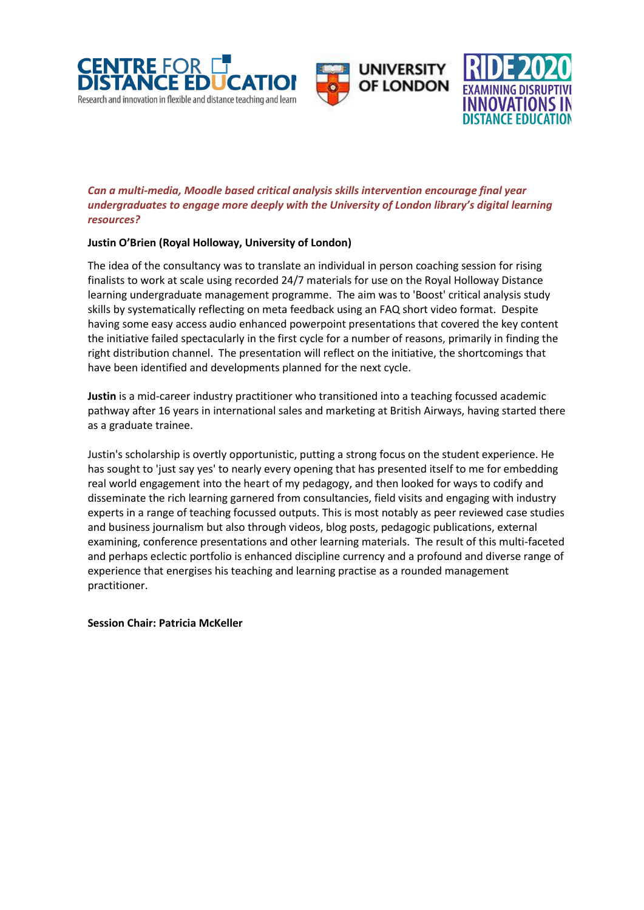***Can a multi-media, Moodle based critical analysis skills intervention encourage final year undergraduates to engage more deeply with the University of London library's digital learning resources?***

**Justin O'Brien (Royal Holloway, University of London)**

The idea of the consultancy was to translate an individual in person coaching session for rising finalists to work at scale using recorded 24/7 materials for use on the Royal Holloway Distance learning undergraduate management programme. The aim was to 'Boost' critical analysis study skills by systematically reflecting on meta feedback using an FAQ short video format. Despite having some easy access audio enhanced powerpoint presentations that covered the key content the initiative failed spectacularly in the first cycle for a number of reasons, primarily in finding the right distribution channel. The presentation will reflect on the initiative, the shortcomings that have been identified and developments planned for the next cycle.

**Justin** is a mid-career industry practitioner who transitioned into a teaching focussed academic pathway after 16 years in international sales and marketing at British Airways, having started there as a graduate trainee.

Justin's scholarship is overtly opportunistic, putting a strong focus on the student experience. He has sought to 'just say yes' to nearly every opening that has presented itself to me for embedding real world engagement into the heart of my pedagogy, and then looked for ways to codify and disseminate the rich learning garnered from consultancies, field visits and engaging with industry experts in a range of teaching focussed outputs. This is most notably as peer reviewed case studies and business journalism but also through videos, blog posts, pedagogic publications, external examining, conference presentations and other learning materials. The result of this multi-faceted and perhaps eclectic portfolio is enhanced discipline currency and a profound and diverse range of experience that energises his teaching and learning practise as a rounded management practitioner.

**Session Chair: Patricia McKeller**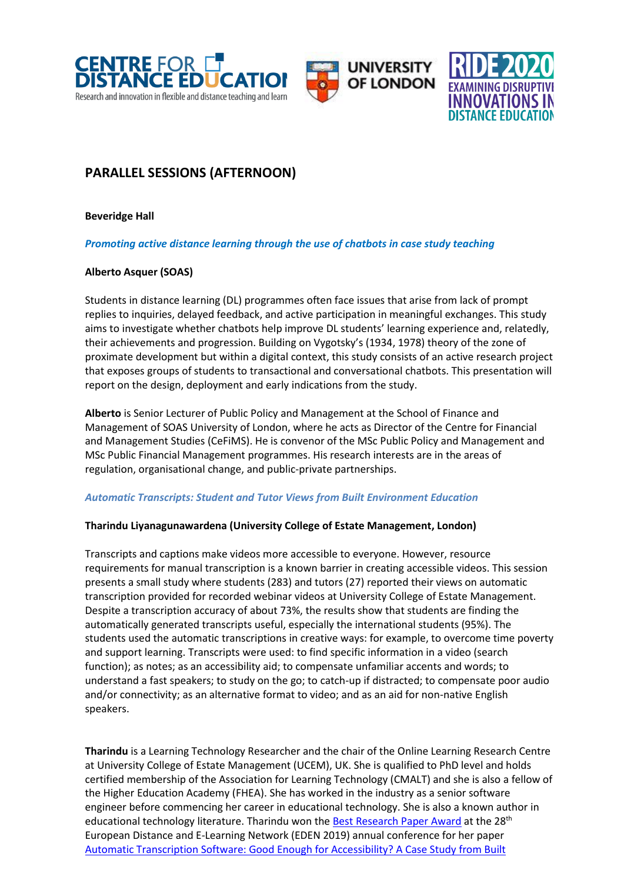## PARALLEL SESSIONS (AFTERNOON)

**Beveridge Hall**

***Promoting active distance learning through the use of chatbots in case study teaching***

**Alberto Asquer (SOAS)**

Students in distance learning (DL) programmes often face issues that arise from lack of prompt replies to inquiries, delayed feedback, and active participation in meaningful exchanges. This study aims to investigate whether chatbots help improve DL students' learning experience and, relatedly, their achievements and progression. Building on Vygotsky's (1934, 1978) theory of the zone of proximate development but within a digital context, this study consists of an active research project that exposes groups of students to transactional and conversational chatbots. This presentation will report on the design, deployment and early indications from the study.

**Alberto** is Senior Lecturer of Public Policy and Management at the School of Finance and Management of SOAS University of London, where he acts as Director of the Centre for Financial and Management Studies (CeFiMS). He is convenor of the MSc Public Policy and Management and MSc Public Financial Management programmes. His research interests are in the areas of regulation, organisational change, and public-private partnerships.

***Automatic Transcripts: Student and Tutor Views from Built Environment Education***

**Tharindu Liyanagunawardena (University College of Estate Management, London)**

Transcripts and captions make videos more accessible to everyone. However, resource requirements for manual transcription is a known barrier in creating accessible videos. This session presents a small study where students (283) and tutors (27) reported their views on automatic transcription provided for recorded webinar videos at University College of Estate Management. Despite a transcription accuracy of about 73%, the results show that students are finding the automatically generated transcripts useful, especially the international students (95%). The students used the automatic transcriptions in creative ways: for example, to overcome time poverty and support learning. Transcripts were used: to find specific information in a video (search function); as notes; as an accessibility aid; to compensate unfamiliar accents and words; to understand a fast speakers; to study on the go; to catch-up if distracted; to compensate poor audio and/or connectivity; as an alternative format to video; and as an aid for non-native English speakers.

**Tharindu** is a Learning Technology Researcher and the chair of the Online Learning Research Centre at University College of Estate Management (UCEM), UK. She is qualified to PhD level and holds certified membership of the Association for Learning Technology (CMALT) and she is also a fellow of the Higher Education Academy (FHEA). She has worked in the industry as a senior software engineer before commencing her career in educational technology. She is also a known author in educational technology literature. Tharindu won the Best Research Paper Award at the 28th European Distance and E-Learning Network (EDEN 2019) annual conference for her paper Automatic Transcription Software: Good Enough for Accessibility? A Case Study from Built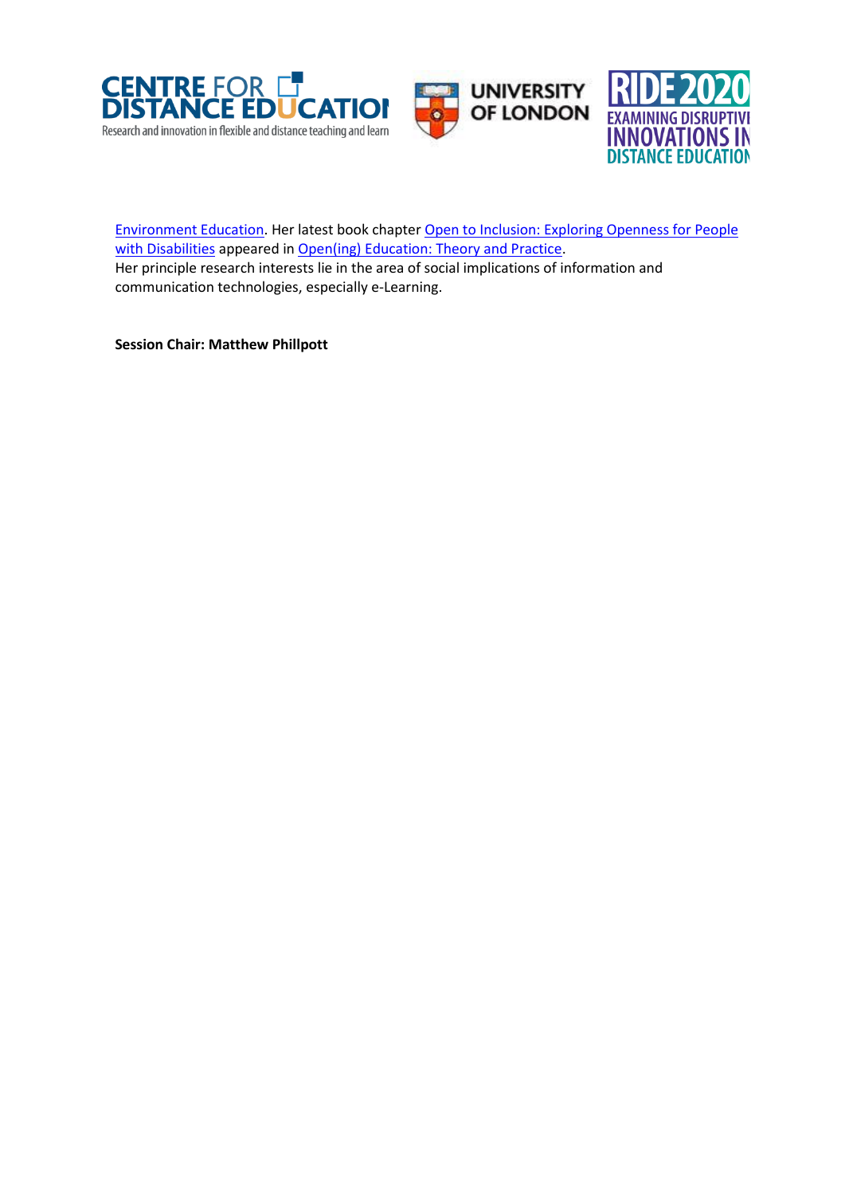Environment Education. Her latest book chapter Open to Inclusion: Exploring Openness for People with Disabilities appeared in Open(ing) Education: Theory and Practice.
Her principle research interests lie in the area of social implications of information and communication technologies, especially e-Learning.

**Session Chair: Matthew Phillpott**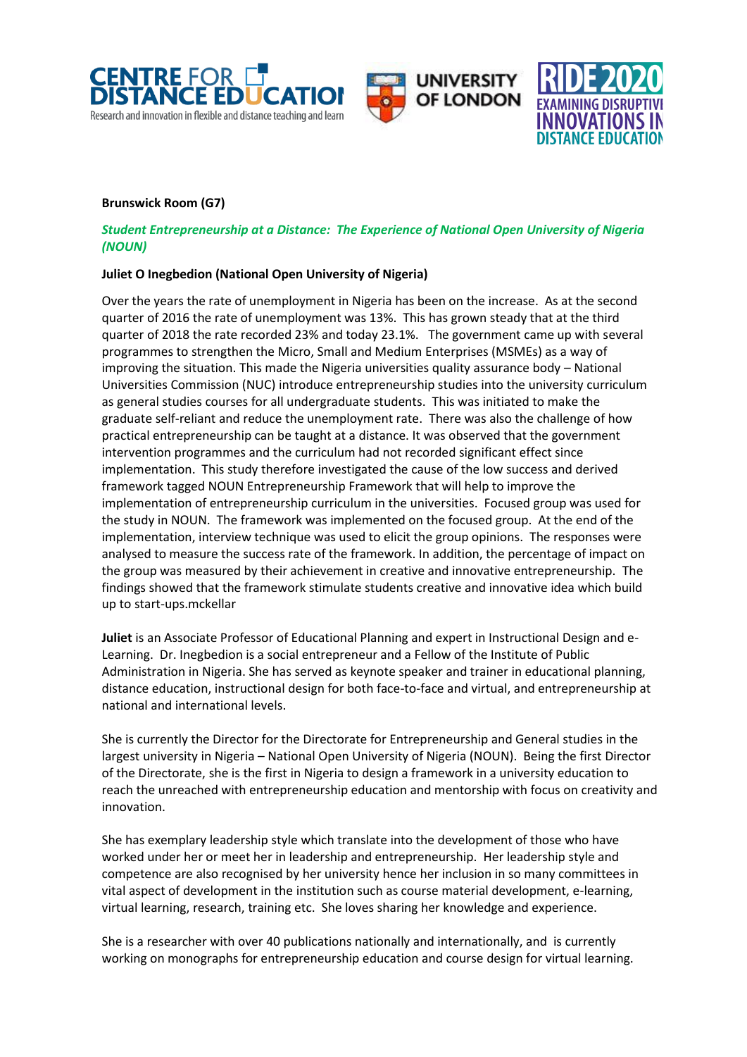**Brunswick Room (G7)**

***Student Entrepreneurship at a Distance: The Experience of National Open University of Nigeria (NOUN)***

**Juliet O Inegbedion (National Open University of Nigeria)**

Over the years the rate of unemployment in Nigeria has been on the increase. As at the second quarter of 2016 the rate of unemployment was 13%. This has grown steady that at the third quarter of 2018 the rate recorded 23% and today 23.1%. The government came up with several programmes to strengthen the Micro, Small and Medium Enterprises (MSMEs) as a way of improving the situation. This made the Nigeria universities quality assurance body – National Universities Commission (NUC) introduce entrepreneurship studies into the university curriculum as general studies courses for all undergraduate students. This was initiated to make the graduate self-reliant and reduce the unemployment rate. There was also the challenge of how practical entrepreneurship can be taught at a distance. It was observed that the government intervention programmes and the curriculum had not recorded significant effect since implementation. This study therefore investigated the cause of the low success and derived framework tagged NOUN Entrepreneurship Framework that will help to improve the implementation of entrepreneurship curriculum in the universities. Focused group was used for the study in NOUN. The framework was implemented on the focused group. At the end of the implementation, interview technique was used to elicit the group opinions. The responses were analysed to measure the success rate of the framework. In addition, the percentage of impact on the group was measured by their achievement in creative and innovative entrepreneurship. The findings showed that the framework stimulate students creative and innovative idea which build up to start-ups.mckellar

**Juliet** is an Associate Professor of Educational Planning and expert in Instructional Design and e-Learning. Dr. Inegbedion is a social entrepreneur and a Fellow of the Institute of Public Administration in Nigeria. She has served as keynote speaker and trainer in educational planning, distance education, instructional design for both face-to-face and virtual, and entrepreneurship at national and international levels.

She is currently the Director for the Directorate for Entrepreneurship and General studies in the largest university in Nigeria – National Open University of Nigeria (NOUN). Being the first Director of the Directorate, she is the first in Nigeria to design a framework in a university education to reach the unreached with entrepreneurship education and mentorship with focus on creativity and innovation.

She has exemplary leadership style which translate into the development of those who have worked under her or meet her in leadership and entrepreneurship. Her leadership style and competence are also recognised by her university hence her inclusion in so many committees in vital aspect of development in the institution such as course material development, e-learning, virtual learning, research, training etc. She loves sharing her knowledge and experience.

She is a researcher with over 40 publications nationally and internationally, and is currently working on monographs for entrepreneurship education and course design for virtual learning.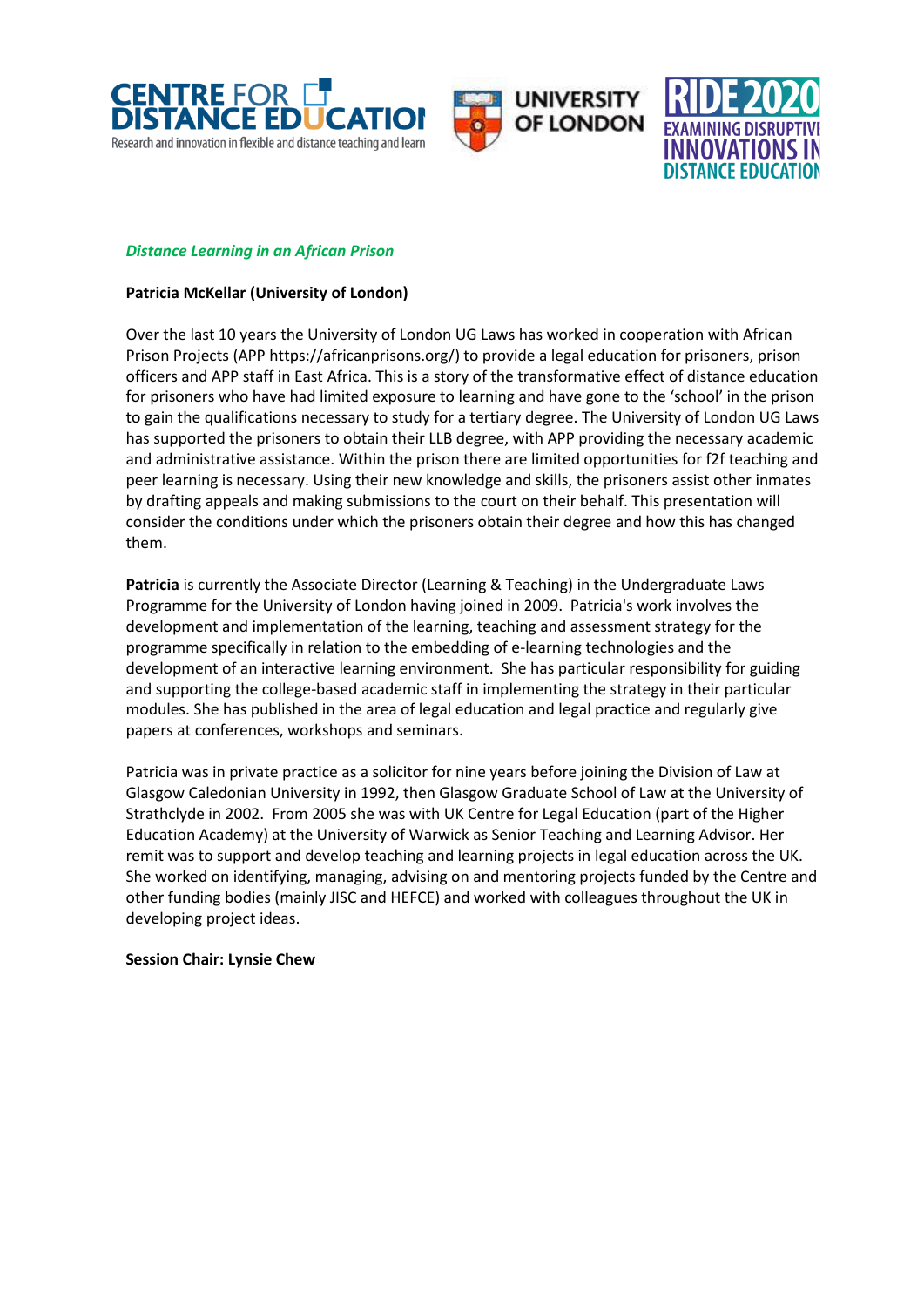*Distance Learning in an African Prison*

**Patricia McKellar (University of London)**

Over the last 10 years the University of London UG Laws has worked in cooperation with African Prison Projects (APP https://africanprisons.org/) to provide a legal education for prisoners, prison officers and APP staff in East Africa. This is a story of the transformative effect of distance education for prisoners who have had limited exposure to learning and have gone to the 'school' in the prison to gain the qualifications necessary to study for a tertiary degree. The University of London UG Laws has supported the prisoners to obtain their LLB degree, with APP providing the necessary academic and administrative assistance. Within the prison there are limited opportunities for f2f teaching and peer learning is necessary. Using their new knowledge and skills, the prisoners assist other inmates by drafting appeals and making submissions to the court on their behalf. This presentation will consider the conditions under which the prisoners obtain their degree and how this has changed them.

**Patricia** is currently the Associate Director (Learning & Teaching) in the Undergraduate Laws Programme for the University of London having joined in 2009. Patricia's work involves the development and implementation of the learning, teaching and assessment strategy for the programme specifically in relation to the embedding of e-learning technologies and the development of an interactive learning environment. She has particular responsibility for guiding and supporting the college-based academic staff in implementing the strategy in their particular modules. She has published in the area of legal education and legal practice and regularly give papers at conferences, workshops and seminars.

Patricia was in private practice as a solicitor for nine years before joining the Division of Law at Glasgow Caledonian University in 1992, then Glasgow Graduate School of Law at the University of Strathclyde in 2002. From 2005 she was with UK Centre for Legal Education (part of the Higher Education Academy) at the University of Warwick as Senior Teaching and Learning Advisor. Her remit was to support and develop teaching and learning projects in legal education across the UK. She worked on identifying, managing, advising on and mentoring projects funded by the Centre and other funding bodies (mainly JISC and HEFCE) and worked with colleagues throughout the UK in developing project ideas.

**Session Chair: Lynsie Chew**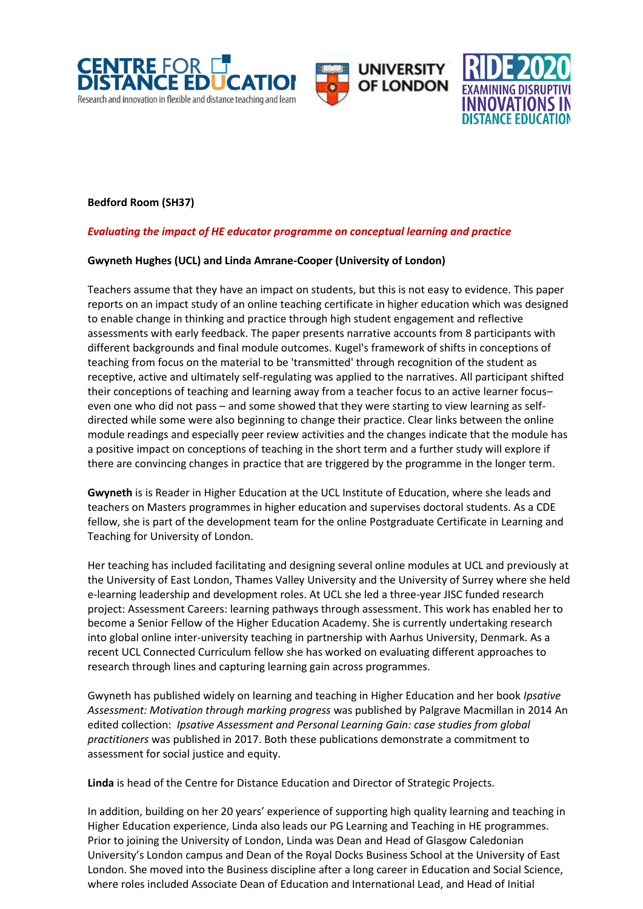**Bedford Room (SH37)**

***Evaluating the impact of HE educator programme on conceptual learning and practice***

**Gwyneth Hughes (UCL) and Linda Amrane-Cooper (University of London)**

Teachers assume that they have an impact on students, but this is not easy to evidence. This paper reports on an impact study of an online teaching certificate in higher education which was designed to enable change in thinking and practice through high student engagement and reflective assessments with early feedback. The paper presents narrative accounts from 8 participants with different backgrounds and final module outcomes. Kugel's framework of shifts in conceptions of teaching from focus on the material to be 'transmitted' through recognition of the student as receptive, active and ultimately self-regulating was applied to the narratives. All participant shifted their conceptions of teaching and learning away from a teacher focus to an active learner focus– even one who did not pass – and some showed that they were starting to view learning as self-directed while some were also beginning to change their practice. Clear links between the online module readings and especially peer review activities and the changes indicate that the module has a positive impact on conceptions of teaching in the short term and a further study will explore if there are convincing changes in practice that are triggered by the programme in the longer term.

**Gwyneth** is is Reader in Higher Education at the UCL Institute of Education, where she leads and teachers on Masters programmes in higher education and supervises doctoral students. As a CDE fellow, she is part of the development team for the online Postgraduate Certificate in Learning and Teaching for University of London.

Her teaching has included facilitating and designing several online modules at UCL and previously at the University of East London, Thames Valley University and the University of Surrey where she held e-learning leadership and development roles. At UCL she led a three-year JISC funded research project: Assessment Careers: learning pathways through assessment. This work has enabled her to become a Senior Fellow of the Higher Education Academy. She is currently undertaking research into global online inter-university teaching in partnership with Aarhus University, Denmark. As a recent UCL Connected Curriculum fellow she has worked on evaluating different approaches to research through lines and capturing learning gain across programmes.

Gwyneth has published widely on learning and teaching in Higher Education and her book *Ipsative Assessment: Motivation through marking progress* was published by Palgrave Macmillan in 2014 An edited collection: *Ipsative Assessment and Personal Learning Gain: case studies from global practitioners* was published in 2017. Both these publications demonstrate a commitment to assessment for social justice and equity.

**Linda** is head of the Centre for Distance Education and Director of Strategic Projects.

In addition, building on her 20 years' experience of supporting high quality learning and teaching in Higher Education experience, Linda also leads our PG Learning and Teaching in HE programmes. Prior to joining the University of London, Linda was Dean and Head of Glasgow Caledonian University's London campus and Dean of the Royal Docks Business School at the University of East London. She moved into the Business discipline after a long career in Education and Social Science, where roles included Associate Dean of Education and International Lead, and Head of Initial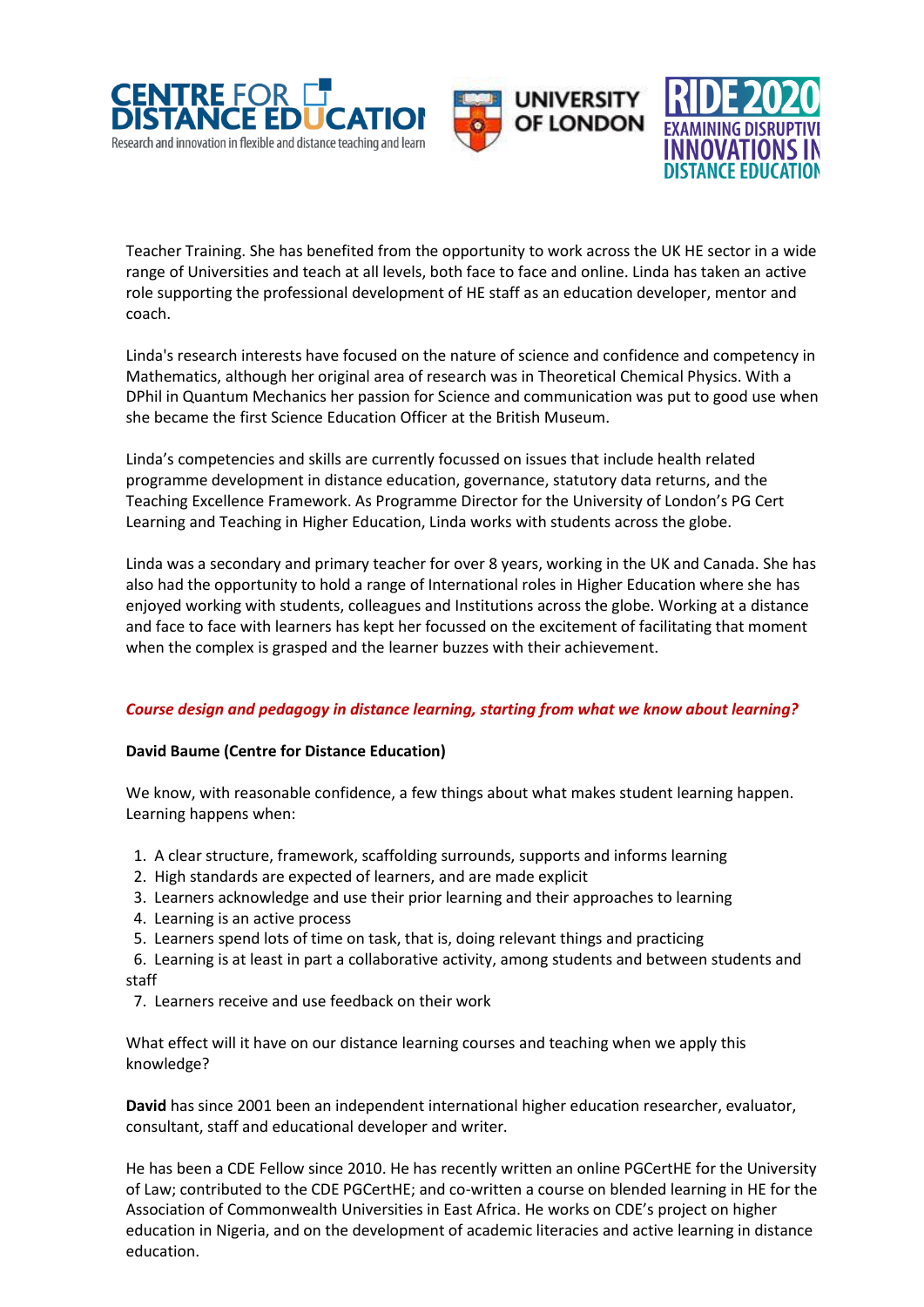Teacher Training. She has benefited from the opportunity to work across the UK HE sector in a wide range of Universities and teach at all levels, both face to face and online. Linda has taken an active role supporting the professional development of HE staff as an education developer, mentor and coach.

Linda's research interests have focused on the nature of science and confidence and competency in Mathematics, although her original area of research was in Theoretical Chemical Physics. With a DPhil in Quantum Mechanics her passion for Science and communication was put to good use when she became the first Science Education Officer at the British Museum.

Linda's competencies and skills are currently focussed on issues that include health related programme development in distance education, governance, statutory data returns, and the Teaching Excellence Framework. As Programme Director for the University of London's PG Cert Learning and Teaching in Higher Education, Linda works with students across the globe.

Linda was a secondary and primary teacher for over 8 years, working in the UK and Canada. She has also had the opportunity to hold a range of International roles in Higher Education where she has enjoyed working with students, colleagues and Institutions across the globe. Working at a distance and face to face with learners has kept her focussed on the excitement of facilitating that moment when the complex is grasped and the learner buzzes with their achievement.

***Course design and pedagogy in distance learning, starting from what we know about learning?***

**David Baume (Centre for Distance Education)**

We know, with reasonable confidence, a few things about what makes student learning happen. Learning happens when:

1. A clear structure, framework, scaffolding surrounds, supports and informs learning
2. High standards are expected of learners, and are made explicit
3. Learners acknowledge and use their prior learning and their approaches to learning
4. Learning is an active process
5. Learners spend lots of time on task, that is, doing relevant things and practicing
6. Learning is at least in part a collaborative activity, among students and between students and staff
7. Learners receive and use feedback on their work

What effect will it have on our distance learning courses and teaching when we apply this knowledge?

**David** has since 2001 been an independent international higher education researcher, evaluator, consultant, staff and educational developer and writer.

He has been a CDE Fellow since 2010. He has recently written an online PGCertHE for the University of Law; contributed to the CDE PGCertHE; and co-written a course on blended learning in HE for the Association of Commonwealth Universities in East Africa. He works on CDE's project on higher education in Nigeria, and on the development of academic literacies and active learning in distance education.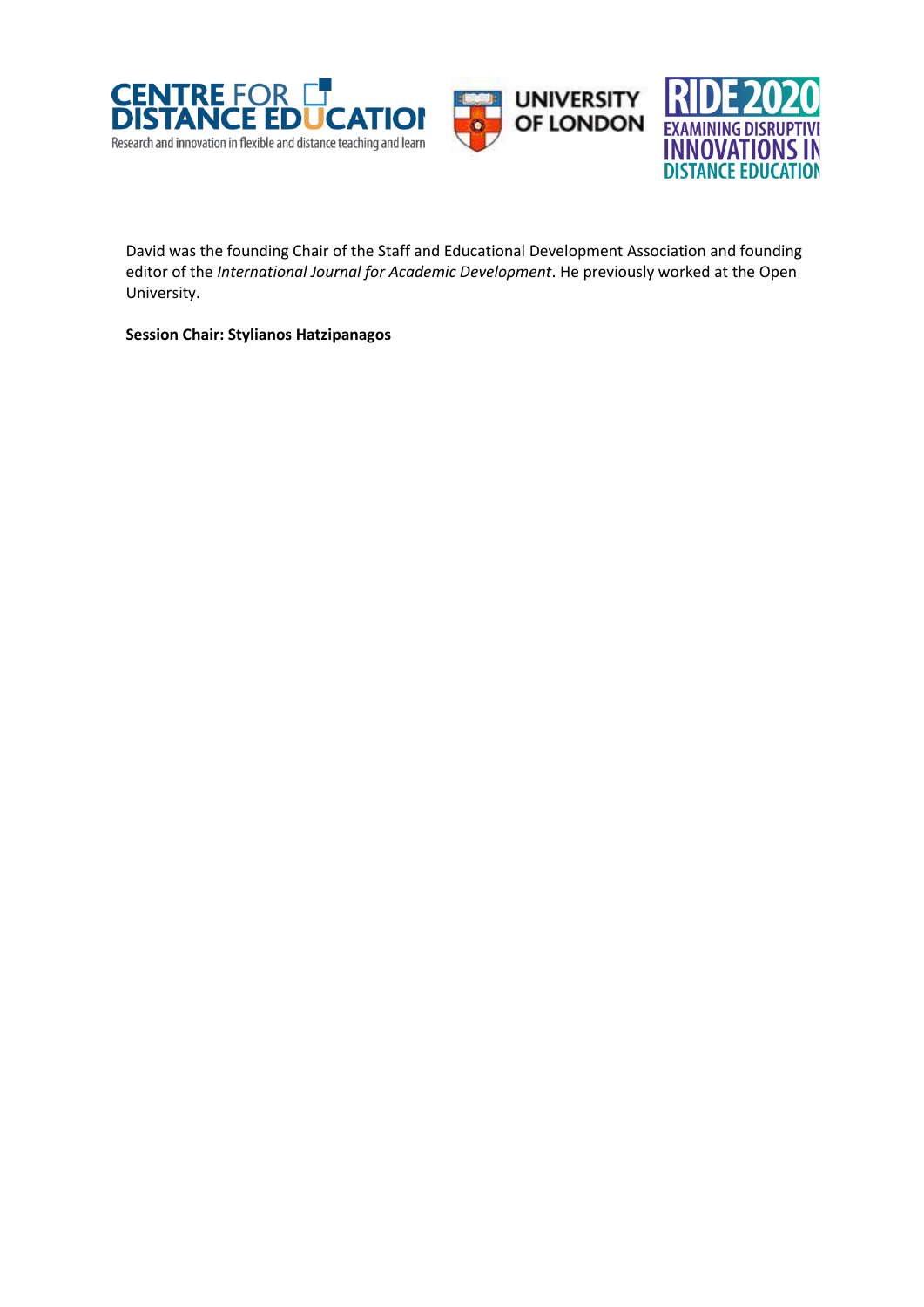David was the founding Chair of the Staff and Educational Development Association and founding editor of the *International Journal for Academic Development*. He previously worked at the Open University.

**Session Chair: Stylianos Hatzipanagos**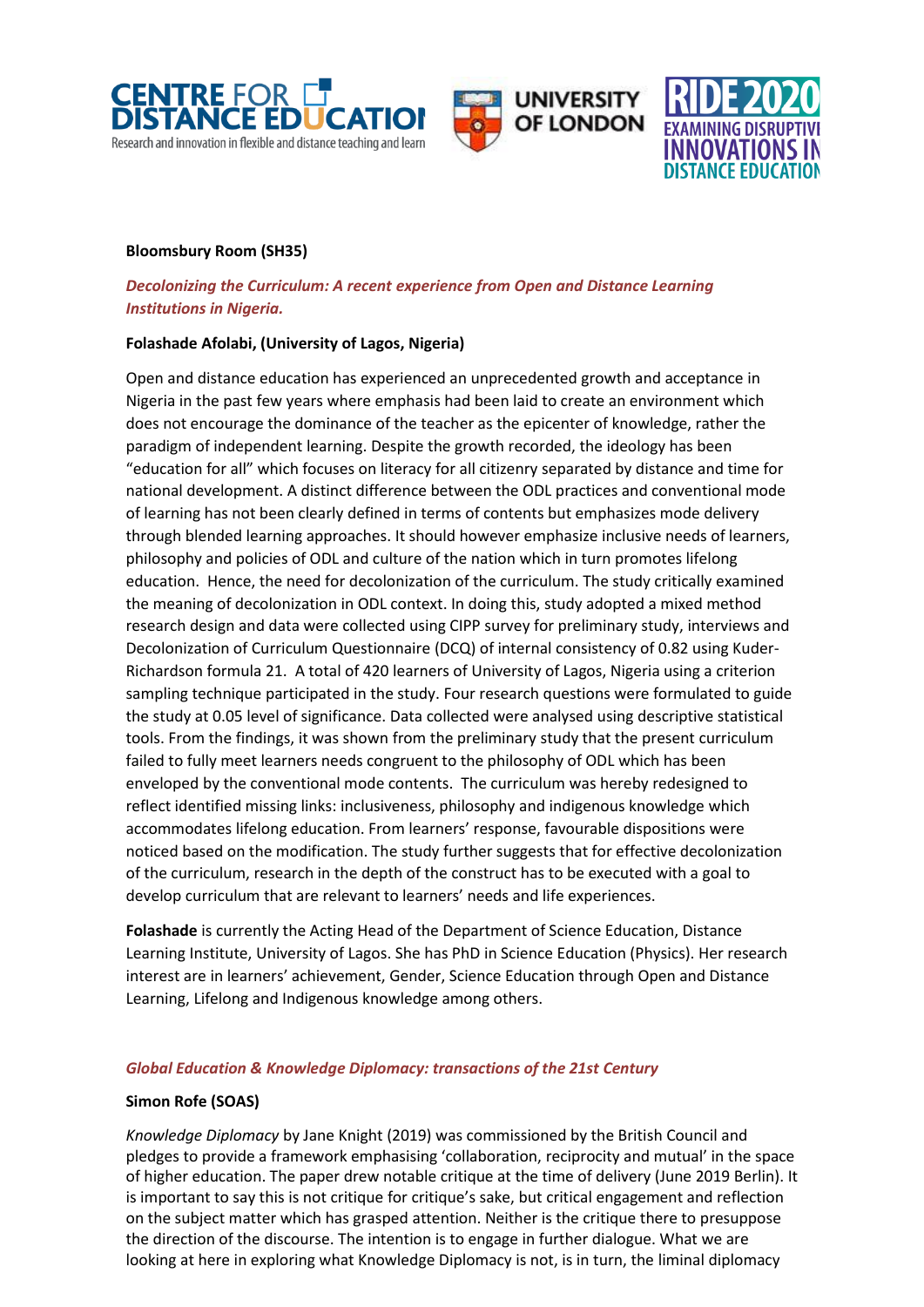**Bloomsbury Room (SH35)**

***Decolonizing the Curriculum: A recent experience from Open and Distance Learning Institutions in Nigeria.***

**Folashade Afolabi, (University of Lagos, Nigeria)**

Open and distance education has experienced an unprecedented growth and acceptance in Nigeria in the past few years where emphasis had been laid to create an environment which does not encourage the dominance of the teacher as the epicenter of knowledge, rather the paradigm of independent learning. Despite the growth recorded, the ideology has been "education for all" which focuses on literacy for all citizenry separated by distance and time for national development. A distinct difference between the ODL practices and conventional mode of learning has not been clearly defined in terms of contents but emphasizes mode delivery through blended learning approaches. It should however emphasize inclusive needs of learners, philosophy and policies of ODL and culture of the nation which in turn promotes lifelong education. Hence, the need for decolonization of the curriculum. The study critically examined the meaning of decolonization in ODL context. In doing this, study adopted a mixed method research design and data were collected using CIPP survey for preliminary study, interviews and Decolonization of Curriculum Questionnaire (DCQ) of internal consistency of 0.82 using Kuder-Richardson formula 21. A total of 420 learners of University of Lagos, Nigeria using a criterion sampling technique participated in the study. Four research questions were formulated to guide the study at 0.05 level of significance. Data collected were analysed using descriptive statistical tools. From the findings, it was shown from the preliminary study that the present curriculum failed to fully meet learners needs congruent to the philosophy of ODL which has been enveloped by the conventional mode contents. The curriculum was hereby redesigned to reflect identified missing links: inclusiveness, philosophy and indigenous knowledge which accommodates lifelong education. From learners' response, favourable dispositions were noticed based on the modification. The study further suggests that for effective decolonization of the curriculum, research in the depth of the construct has to be executed with a goal to develop curriculum that are relevant to learners' needs and life experiences.

**Folashade** is currently the Acting Head of the Department of Science Education, Distance Learning Institute, University of Lagos. She has PhD in Science Education (Physics). Her research interest are in learners' achievement, Gender, Science Education through Open and Distance Learning, Lifelong and Indigenous knowledge among others.

***Global Education & Knowledge Diplomacy: transactions of the 21st Century***

**Simon Rofe (SOAS)**

*Knowledge Diplomacy* by Jane Knight (2019) was commissioned by the British Council and pledges to provide a framework emphasising 'collaboration, reciprocity and mutual' in the space of higher education. The paper drew notable critique at the time of delivery (June 2019 Berlin). It is important to say this is not critique for critique's sake, but critical engagement and reflection on the subject matter which has grasped attention. Neither is the critique there to presuppose the direction of the discourse. The intention is to engage in further dialogue. What we are looking at here in exploring what Knowledge Diplomacy is not, is in turn, the liminal diplomacy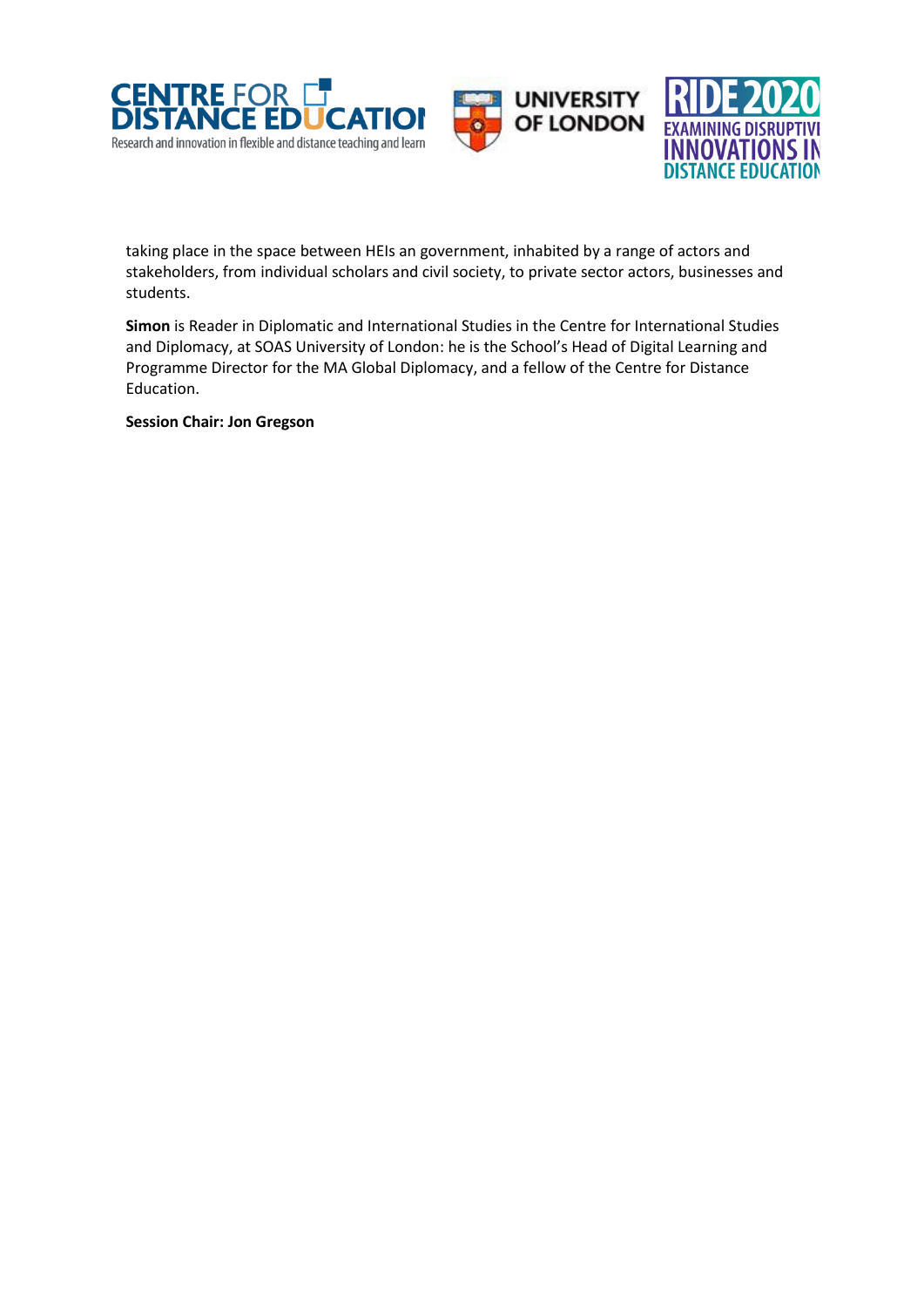taking place in the space between HEIs an government, inhabited by a range of actors and stakeholders, from individual scholars and civil society, to private sector actors, businesses and students.

**Simon** is Reader in Diplomatic and International Studies in the Centre for International Studies and Diplomacy, at SOAS University of London: he is the School's Head of Digital Learning and Programme Director for the MA Global Diplomacy, and a fellow of the Centre for Distance Education.

**Session Chair: Jon Gregson**